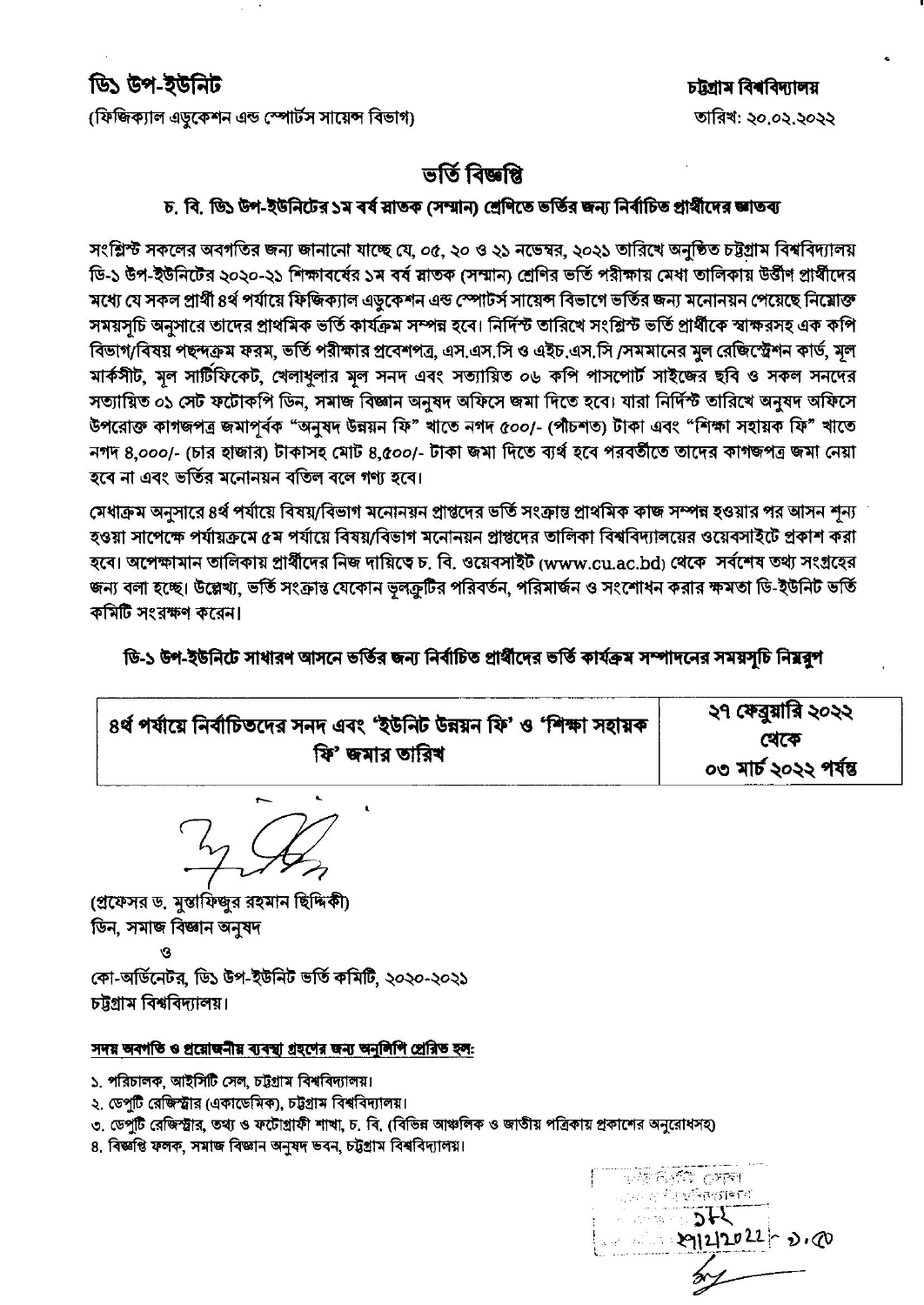**ডি১ উপ-ইউনিট**
(ফিজিক্যাল এডুকেশন এন্ড স্পোর্টস সায়েন্স বিভাগ)

**চট্টগ্রাম বিশ্ববিদ্যালয়**
তারিখ: ২০.০২.২০২২

# ভর্তি বিজ্ঞপ্তি

## চ. বি. ডি১ উপ-ইউনিটের ১ম বর্ষ স্নাতক (সম্মান) শ্রেণিতে ভর্তির জন্য নির্বাচিত প্রার্থীদের জ্ঞাতব্য

সংশ্লিষ্ট সকলের অবগতির জন্য জানানো যাচ্ছে যে, ০৫, ২০ ও ২১ নভেম্বর, ২০২১ তারিখে অনুষ্ঠিত চট্টগ্রাম বিশ্ববিদ্যালয় ডি-১ উপ-ইউনিটের ২০২০-২১ শিক্ষাবর্ষের ১ম বর্ষ স্নাতক (সম্মান) শ্রেণির ভর্তি পরীক্ষায় মেধা তালিকায় উত্তীর্ণ প্রার্থীদের মধ্যে যে সকল প্রার্থী ৪র্থ পর্যায়ে ফিজিক্যাল এডুকেশন এন্ড স্পোর্টস সায়েন্স বিভাগে ভর্তির জন্য মনোনয়ন পেয়েছে নিম্নোক্ত সময়সূচি অনুসারে তাদের প্রাথমিক ভর্তি কার্যক্রম সম্পন্ন হবে। নির্দিষ্ট তারিখে সংশ্লিষ্ট ভর্তি প্রার্থীকে স্বাক্ষরসহ এক কপি বিভাগ/বিষয় পছন্দক্রম ফরম, ভর্তি পরীক্ষার প্রবেশপত্র, এস.এস.সি ও এইচ.এস.সি /সমমানের মূল রেজিস্ট্রেশন কার্ড, মূল মার্কসীট, মূল সার্টিফিকেট, খেলাধুলার মূল সনদ এবং সত্যায়িত ০৬ কপি পাসপোর্ট সাইজের ছবি ও সকল সনদের সত্যায়িত ০১ সেট ফটোকপি ডিন, সমাজ বিজ্ঞান অনুষদ অফিসে জমা দিতে হবে। যারা নির্দিষ্ট তারিখে অনুষদ অফিসে উপরোক্ত কাগজপত্র জমাপূর্বক "অনুষদ উন্নয়ন ফি" খাতে নগদ ৫০০/- (পাঁচশত) টাকা এবং "শিক্ষা সহায়ক ফি" খাতে নগদ ৪,০০০/- (চার হাজার) টাকাসহ মোট ৪,৫০০/- টাকা জমা দিতে ব্যর্থ হবে পরবর্তীতে তাদের কাগজপত্র জমা নেয়া হবে না এবং ভর্তির মনোনয়ন বতিল বলে গণ্য হবে।

মেধাক্রম অনুসারে ৪র্থ পর্যায়ে বিষয়/বিভাগ মনোনয়ন প্রাপ্তদের ভর্তি সংক্রান্ত প্রাথমিক কাজ সম্পন্ন হওয়ার পর আসন শূন্য হওয়া সাপেক্ষে পর্যায়ক্রমে ৫ম পর্যায়ে বিষয়/বিভাগ মনোনয়ন প্রাপ্তদের তালিকা বিশ্ববিদ্যালয়ের ওয়েবসাইটে প্রকাশ করা হবে। অপেক্ষামান তালিকায় প্রার্থীদের নিজ দায়িত্বে চ. বি. ওয়েবসাইট (www.cu.ac.bd) থেকে সর্বশেষ তথ্য সংগ্রহের জন্য বলা হচ্ছে। উল্লেখ্য, ভর্তি সংক্রান্ত যেকোন ভুলত্রুটির পরিবর্তন, পরিমার্জন ও সংশোধন করার ক্ষমতা ডি-ইউনিট ভর্তি কমিটি সংরক্ষণ করেন।

**ডি-১ উপ-ইউনিটে সাধারণ আসনে ভর্তির জন্য নির্বাচিত প্রার্থীদের ভর্তি কার্যক্রম সম্পাদনের সময়সূচি নিম্নরূপ**

| ৪র্থ পর্যায়ে নির্বাচিতদের সনদ এবং 'ইউনিট উন্নয়ন ফি' ও 'শিক্ষা সহায়ক ফি' জমার তারিখ | ২৭ ফেব্রুয়ারি ২০২২ থেকে ০৩ মার্চ ২০২২ পর্যন্ত |
|---|---|

(প্রফেসর ড. মুস্তাফিজুর রহমান ছিদ্দিকী)
ডিন, সমাজ বিজ্ঞান অনুষদ
ও
কো-অর্ডিনেটর, ডি১ উপ-ইউনিট ভর্তি কমিটি, ২০২০-২০২১
চট্টগ্রাম বিশ্ববিদ্যালয়।

**সদয় অবগতি ও প্রয়োজনীয় ব্যবস্থা গ্রহণের জন্য অনুলিপি প্রেরিত হল:**

১. পরিচালক, আইসিটি সেল, চট্টগ্রাম বিশ্ববিদ্যালয়।
২. ডেপুটি রেজিস্ট্রার (একাডেমিক), চট্টগ্রাম বিশ্ববিদ্যালয়।
৩. ডেপুটি রেজিস্ট্রার, তথ্য ও ফটোগ্রাফী শাখা, চ. বি. (বিভিন্ন আঞ্চলিক ও জাতীয় পত্রিকায় প্রকাশের অনুরোধসহ)
৪. বিজ্ঞপ্তি ফলক, সমাজ বিজ্ঞান অনুষদ ভবন, চট্টগ্রাম বিশ্ববিদ্যালয়।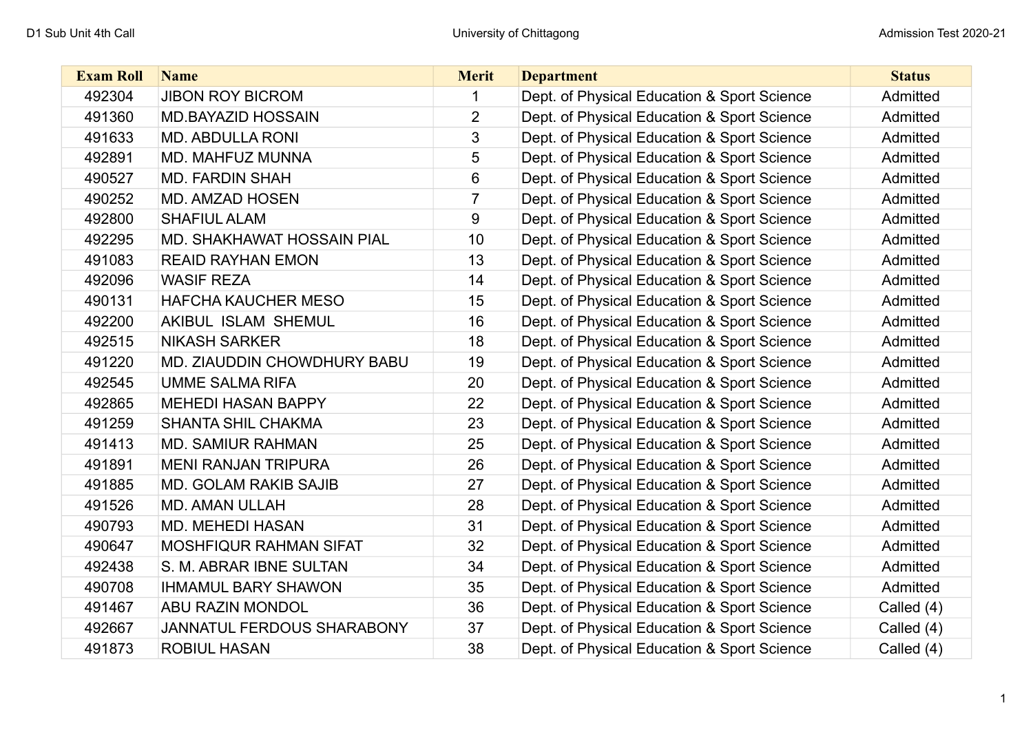| Exam Roll | Name | Merit | Department | Status |
|---|---|---|---|---|
| 492304 | JIBON ROY BICROM | 1 | Dept. of Physical Education & Sport Science | Admitted |
| 491360 | MD.BAYAZID HOSSAIN | 2 | Dept. of Physical Education & Sport Science | Admitted |
| 491633 | MD. ABDULLA RONI | 3 | Dept. of Physical Education & Sport Science | Admitted |
| 492891 | MD. MAHFUZ MUNNA | 5 | Dept. of Physical Education & Sport Science | Admitted |
| 490527 | MD. FARDIN SHAH | 6 | Dept. of Physical Education & Sport Science | Admitted |
| 490252 | MD. AMZAD HOSEN | 7 | Dept. of Physical Education & Sport Science | Admitted |
| 492800 | SHAFIUL ALAM | 9 | Dept. of Physical Education & Sport Science | Admitted |
| 492295 | MD. SHAKHAWAT HOSSAIN PIAL | 10 | Dept. of Physical Education & Sport Science | Admitted |
| 491083 | REAID RAYHAN EMON | 13 | Dept. of Physical Education & Sport Science | Admitted |
| 492096 | WASIF REZA | 14 | Dept. of Physical Education & Sport Science | Admitted |
| 490131 | HAFCHA KAUCHER MESO | 15 | Dept. of Physical Education & Sport Science | Admitted |
| 492200 | AKIBUL ISLAM SHEMUL | 16 | Dept. of Physical Education & Sport Science | Admitted |
| 492515 | NIKASH SARKER | 18 | Dept. of Physical Education & Sport Science | Admitted |
| 491220 | MD. ZIAUDDIN CHOWDHURY BABU | 19 | Dept. of Physical Education & Sport Science | Admitted |
| 492545 | UMME SALMA RIFA | 20 | Dept. of Physical Education & Sport Science | Admitted |
| 492865 | MEHEDI HASAN BAPPY | 22 | Dept. of Physical Education & Sport Science | Admitted |
| 491259 | SHANTA SHIL CHAKMA | 23 | Dept. of Physical Education & Sport Science | Admitted |
| 491413 | MD. SAMIUR RAHMAN | 25 | Dept. of Physical Education & Sport Science | Admitted |
| 491891 | MENI RANJAN TRIPURA | 26 | Dept. of Physical Education & Sport Science | Admitted |
| 491885 | MD. GOLAM RAKIB SAJIB | 27 | Dept. of Physical Education & Sport Science | Admitted |
| 491526 | MD. AMAN ULLAH | 28 | Dept. of Physical Education & Sport Science | Admitted |
| 490793 | MD. MEHEDI HASAN | 31 | Dept. of Physical Education & Sport Science | Admitted |
| 490647 | MOSHFIQUR RAHMAN SIFAT | 32 | Dept. of Physical Education & Sport Science | Admitted |
| 492438 | S. M. ABRAR IBNE SULTAN | 34 | Dept. of Physical Education & Sport Science | Admitted |
| 490708 | IHMAMUL BARY SHAWON | 35 | Dept. of Physical Education & Sport Science | Admitted |
| 491467 | ABU RAZIN MONDOL | 36 | Dept. of Physical Education & Sport Science | Called (4) |
| 492667 | JANNATUL FERDOUS SHARABONY | 37 | Dept. of Physical Education & Sport Science | Called (4) |
| 491873 | ROBIUL HASAN | 38 | Dept. of Physical Education & Sport Science | Called (4) |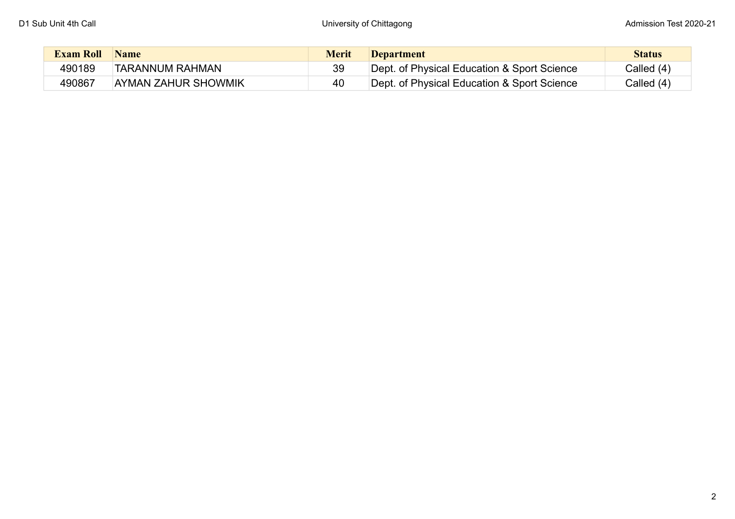| Exam Roll | Name | Merit | Department | Status |
| --- | --- | --- | --- | --- |
| 490189 | TARANNUM RAHMAN | 39 | Dept. of Physical Education & Sport Science | Called (4) |
| 490867 | AYMAN ZAHUR SHOWMIK | 40 | Dept. of Physical Education & Sport Science | Called (4) |